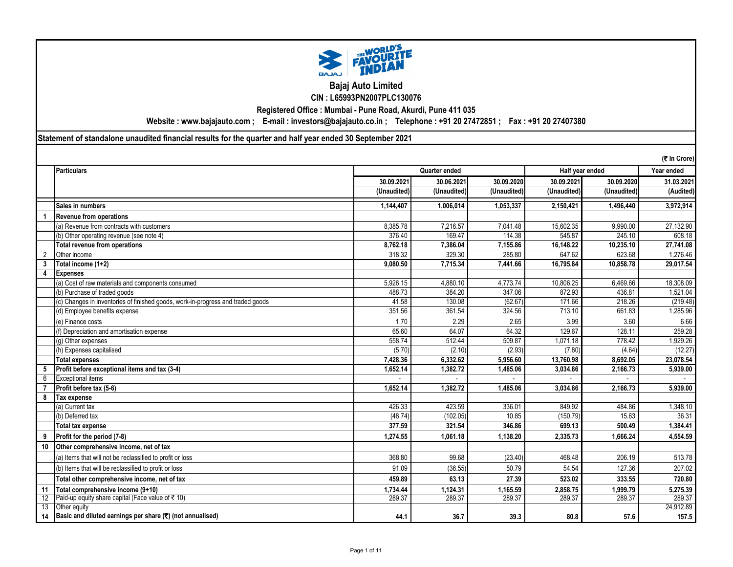# Bajaj Auto Limited

**CIN : L65993PN2007PLC130076**

**Registered Office : Mumbai - Pune Road, Akurdi, Pune 411 035**

**Website : www.bajajauto.com ; E-mail : investors@bajajauto.co.in ; Telephone : +91 20 27472851 ; Fax : +91 20 27407380**

## Statement of standalone unaudited financial results for the quarter and half year ended 30 September 2021

(₹ In Crore)

| | Particulars | Quarter ended | | | Half year ended | | Year ended |
|---|---|---|---|---|---|---|---|
| | | 30.09.2021 | 30.06.2021 | 30.09.2020 | 30.09.2021 | 30.09.2020 | 31.03.2021 |
| | | (Unaudited) | (Unaudited) | (Unaudited) | (Unaudited) | (Unaudited) | (Audited) |
| | **Sales in numbers** | **1,144,407** | **1,006,014** | **1,053,337** | **2,150,421** | **1,496,440** | **3,972,914** |
| **1** | **Revenue from operations** | | | | | | |
| | (a) Revenue from contracts with customers | 8,385.78 | 7,216.57 | 7,041.48 | 15,602.35 | 9,990.00 | 27,132.90 |
| | (b) Other operating revenue (see note 4) | 376.40 | 169.47 | 114.38 | 545.87 | 245.10 | 608.18 |
| | **Total revenue from operations** | **8,762.18** | **7,386.04** | **7,155.86** | **16,148.22** | **10,235.10** | **27,741.08** |
| 2 | Other income | 318.32 | 329.30 | 285.80 | 647.62 | 623.68 | 1,276.46 |
| **3** | **Total income (1+2)** | **9,080.50** | **7,715.34** | **7,441.66** | **16,795.84** | **10,858.78** | **29,017.54** |
| **4** | **Expenses** | | | | | | |
| | (a) Cost of raw materials and components consumed | 5,926.15 | 4,880.10 | 4,773.74 | 10,806.25 | 6,469.66 | 18,308.09 |
| | (b) Purchase of traded goods | 488.73 | 384.20 | 347.06 | 872.93 | 436.81 | 1,521.04 |
| | (c) Changes in inventories of finished goods, work-in-progress and traded goods | 41.58 | 130.08 | (62.67) | 171.66 | 218.26 | (219.48) |
| | (d) Employee benefits expense | 351.56 | 361.54 | 324.56 | 713.10 | 661.83 | 1,285.96 |
| | (e) Finance costs | 1.70 | 2.29 | 2.65 | 3.99 | 3.60 | 6.66 |
| | (f) Depreciation and amortisation expense | 65.60 | 64.07 | 64.32 | 129.67 | 128.11 | 259.28 |
| | (g) Other expenses | 558.74 | 512.44 | 509.87 | 1,071.18 | 778.42 | 1,929.26 |
| | (h) Expenses capitalised | (5.70) | (2.10) | (2.93) | (7.80) | (4.64) | (12.27) |
| | **Total expenses** | **7,428.36** | **6,332.62** | **5,956.60** | **13,760.98** | **8,692.05** | **23,078.54** |
| **5** | **Profit before exceptional items and tax (3-4)** | **1,652.14** | **1,382.72** | **1,485.06** | **3,034.86** | **2,166.73** | **5,939.00** |
| 6 | Exceptional items | - | - | - | - | - | - |
| **7** | **Profit before tax (5-6)** | **1,652.14** | **1,382.72** | **1,485.06** | **3,034.86** | **2,166.73** | **5,939.00** |
| **8** | **Tax expense** | | | | | | |
| | (a) Current tax | 426.33 | 423.59 | 336.01 | 849.92 | 484.86 | 1,348.10 |
| | (b) Deferred tax | (48.74) | (102.05) | 10.85 | (150.79) | 15.63 | 36.31 |
| | **Total tax expense** | **377.59** | **321.54** | **346.86** | **699.13** | **500.49** | **1,384.41** |
| **9** | **Profit for the period (7-8)** | **1,274.55** | **1,061.18** | **1,138.20** | **2,335.73** | **1,666.24** | **4,554.59** |
| **10** | **Other comprehensive income, net of tax** | | | | | | |
| | (a) Items that will not be reclassified to profit or loss | 368.80 | 99.68 | (23.40) | 468.48 | 206.19 | 513.78 |
| | (b) Items that will be reclassified to profit or loss | 91.09 | (36.55) | 50.79 | 54.54 | 127.36 | 207.02 |
| | **Total other comprehensive income, net of tax** | **459.89** | **63.13** | **27.39** | **523.02** | **333.55** | **720.80** |
| **11** | **Total comprehensive income (9+10)** | **1,734.44** | **1,124.31** | **1,165.59** | **2,858.75** | **1,999.79** | **5,275.39** |
| 12 | Paid-up equity share capital (Face value of ₹ 10) | 289.37 | 289.37 | 289.37 | 289.37 | 289.37 | 289.37 |
| 13 | Other equity | | | | | | 24,912.89 |
| **14** | **Basic and diluted earnings per share (₹) (not annualised)** | **44.1** | **36.7** | **39.3** | **80.8** | **57.6** | **157.5** |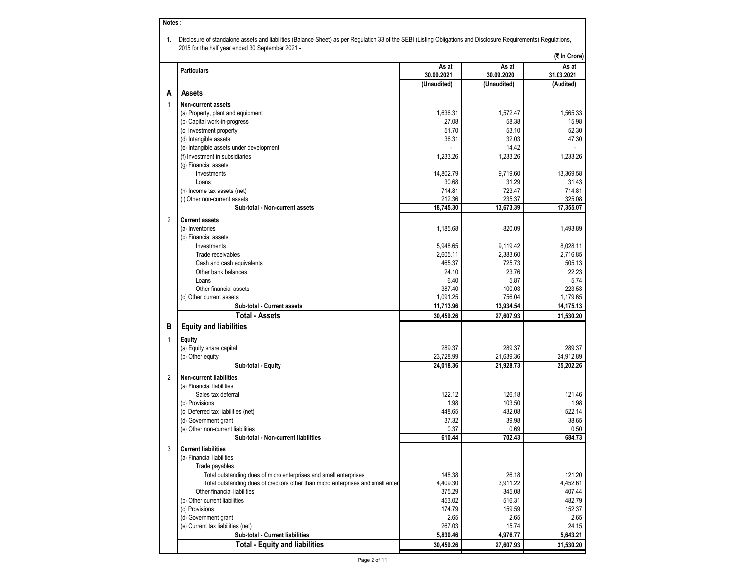**Notes :**

1. Disclosure of standalone assets and liabilities (Balance Sheet) as per Regulation 33 of the SEBI (Listing Obligations and Disclosure Requirements) Regulations, 2015 for the half year ended 30 September 2021 -

(₹ In Crore)

| | Particulars | As at 30.09.2021 (Unaudited) | As at 30.09.2020 (Unaudited) | As at 31.03.2021 (Audited) |
|---|---|---|---|---|
| **A** | **Assets** | | | |
| 1 | **Non-current assets** | | | |
| | (a) Property, plant and equipment | 1,636.31 | 1,572.47 | 1,565.33 |
| | (b) Capital work-in-progress | 27.08 | 58.38 | 15.98 |
| | (c) Investment property | 51.70 | 53.10 | 52.30 |
| | (d) Intangible assets | 36.31 | 32.03 | 47.30 |
| | (e) Intangible assets under development | - | 14.42 | - |
| | (f) Investment in subsidiaries | 1,233.26 | 1,233.26 | 1,233.26 |
| | (g) Financial assets | | | |
| | Investments | 14,802.79 | 9,719.60 | 13,369.58 |
| | Loans | 30.68 | 31.29 | 31.43 |
| | (h) Income tax assets (net) | 714.81 | 723.47 | 714.81 |
| | (i) Other non-current assets | 212.36 | 235.37 | 325.08 |
| | **Sub-total - Non-current assets** | **18,745.30** | **13,673.39** | **17,355.07** |
| 2 | **Current assets** | | | |
| | (a) Inventories | 1,185.68 | 820.09 | 1,493.89 |
| | (b) Financial assets | | | |
| | Investments | 5,948.65 | 9,119.42 | 8,028.11 |
| | Trade receivables | 2,605.11 | 2,383.60 | 2,716.85 |
| | Cash and cash equivalents | 465.37 | 725.73 | 505.13 |
| | Other bank balances | 24.10 | 23.76 | 22.23 |
| | Loans | 6.40 | 5.87 | 5.74 |
| | Other financial assets | 387.40 | 100.03 | 223.53 |
| | (c) Other current assets | 1,091.25 | 756.04 | 1,179.65 |
| | **Sub-total - Current assets** | **11,713.96** | **13,934.54** | **14,175.13** |
| | **Total - Assets** | **30,459.26** | **27,607.93** | **31,530.20** |
| **B** | **Equity and liabilities** | | | |
| 1 | **Equity** | | | |
| | (a) Equity share capital | 289.37 | 289.37 | 289.37 |
| | (b) Other equity | 23,728.99 | 21,639.36 | 24,912.89 |
| | **Sub-total - Equity** | **24,018.36** | **21,928.73** | **25,202.26** |
| 2 | **Non-current liabilities** | | | |
| | (a) Financial liabilities | | | |
| | Sales tax deferral | 122.12 | 126.18 | 121.46 |
| | (b) Provisions | 1.98 | 103.50 | 1.98 |
| | (c) Deferred tax liabilities (net) | 448.65 | 432.08 | 522.14 |
| | (d) Government grant | 37.32 | 39.98 | 38.65 |
| | (e) Other non-current liabilities | 0.37 | 0.69 | 0.50 |
| | **Sub-total - Non-current liabilities** | **610.44** | **702.43** | **684.73** |
| 3 | **Current liabilities** | | | |
| | (a) Financial liabilities | | | |
| | Trade payables | | | |
| | Total outstanding dues of micro enterprises and small enterprises | 148.38 | 26.18 | 121.20 |
| | Total outstanding dues of creditors other than micro enterprises and small enter | 4,409.30 | 3,911.22 | 4,452.61 |
| | Other financial liabilities | 375.29 | 345.08 | 407.44 |
| | (b) Other current liabilities | 453.02 | 516.31 | 482.79 |
| | (c) Provisions | 174.79 | 159.59 | 152.37 |
| | (d) Government grant | 2.65 | 2.65 | 2.65 |
| | (e) Current tax liabilities (net) | 267.03 | 15.74 | 24.15 |
| | **Sub-total - Current liabilities** | **5,830.46** | **4,976.77** | **5,643.21** |
| | **Total - Equity and liabilities** | **30,459.26** | **27,607.93** | **31,530.20** |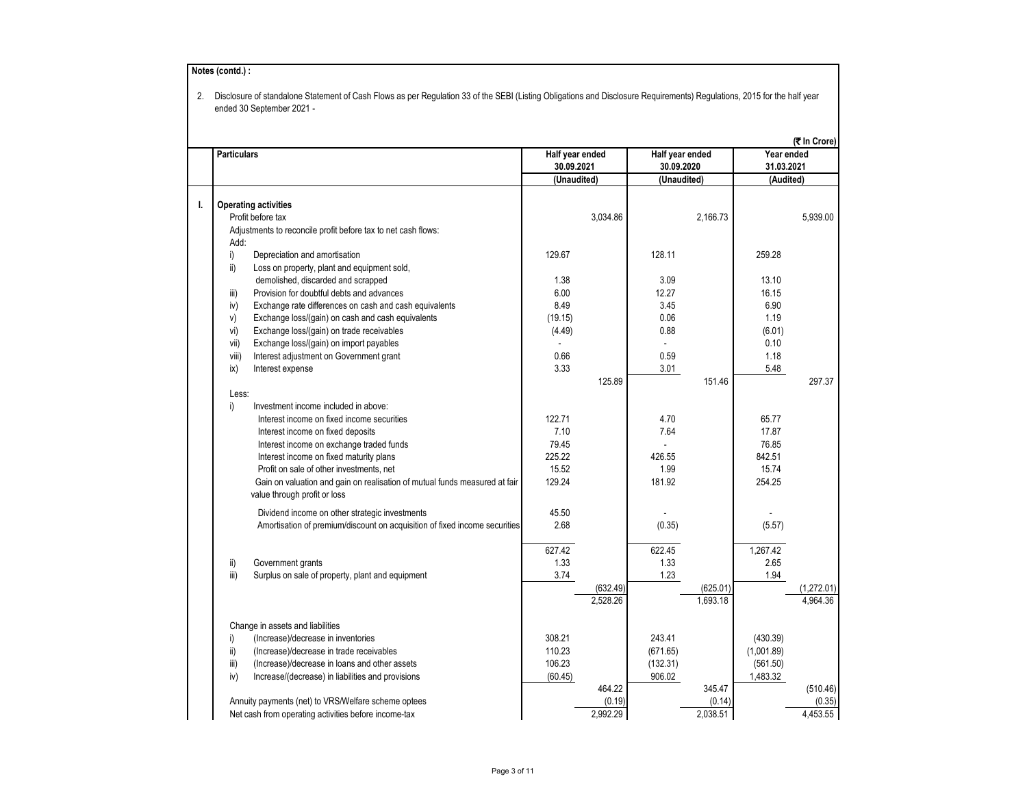**Notes (contd.) :**

2. Disclosure of standalone Statement of Cash Flows as per Regulation 33 of the SEBI (Listing Obligations and Disclosure Requirements) Regulations, 2015 for the half year ended 30 September 2021 -

(₹ In Crore)

| | Particulars | Half year ended 30.09.2021 | | Half year ended 30.09.2020 | | Year ended 31.03.2021 | |
|---|---|---|---|---|---|---|---|
| | | (Unaudited) | | (Unaudited) | | (Audited) | |
| **I.** | **Operating activities** | | | | | | |
| | Profit before tax | | 3,034.86 | | 2,166.73 | | 5,939.00 |
| | Adjustments to reconcile profit before tax to net cash flows: | | | | | | |
| | Add: | | | | | | |
| | i) Depreciation and amortisation | 129.67 | | 128.11 | | 259.28 | |
| | ii) Loss on property, plant and equipment sold, demolished, discarded and scrapped | 1.38 | | 3.09 | | 13.10 | |
| | iii) Provision for doubtful debts and advances | 6.00 | | 12.27 | | 16.15 | |
| | iv) Exchange rate differences on cash and cash equivalents | 8.49 | | 3.45 | | 6.90 | |
| | v) Exchange loss/(gain) on cash and cash equivalents | (19.15) | | 0.06 | | 1.19 | |
| | vi) Exchange loss/(gain) on trade receivables | (4.49) | | 0.88 | | (6.01) | |
| | vii) Exchange loss/(gain) on import payables | - | | - | | 0.10 | |
| | viii) Interest adjustment on Government grant | 0.66 | | 0.59 | | 1.18 | |
| | ix) Interest expense | 3.33 | | 3.01 | | 5.48 | |
| | | | 125.89 | | 151.46 | | 297.37 |
| | Less: | | | | | | |
| | i) Investment income included in above: | | | | | | |
| | Interest income on fixed income securities | 122.71 | | 4.70 | | 65.77 | |
| | Interest income on fixed deposits | 7.10 | | 7.64 | | 17.87 | |
| | Interest income on exchange traded funds | 79.45 | | - | | 76.85 | |
| | Interest income on fixed maturity plans | 225.22 | | 426.55 | | 842.51 | |
| | Profit on sale of other investments, net | 15.52 | | 1.99 | | 15.74 | |
| | Gain on valuation and gain on realisation of mutual funds measured at fair value through profit or loss | 129.24 | | 181.92 | | 254.25 | |
| | Dividend income on other strategic investments | 45.50 | | - | | - | |
| | Amortisation of premium/discount on acquisition of fixed income securities | 2.68 | | (0.35) | | (5.57) | |
| | | 627.42 | | 622.45 | | 1,267.42 | |
| | ii) Government grants | 1.33 | | 1.33 | | 2.65 | |
| | iii) Surplus on sale of property, plant and equipment | 3.74 | | 1.23 | | 1.94 | |
| | | | (632.49) | | (625.01) | | (1,272.01) |
| | | | 2,528.26 | | 1,693.18 | | 4,964.36 |
| | Change in assets and liabilities | | | | | | |
| | i) (Increase)/decrease in inventories | 308.21 | | 243.41 | | (430.39) | |
| | ii) (Increase)/decrease in trade receivables | 110.23 | | (671.65) | | (1,001.89) | |
| | iii) (Increase)/decrease in loans and other assets | 106.23 | | (132.31) | | (561.50) | |
| | iv) Increase/(decrease) in liabilities and provisions | (60.45) | | 906.02 | | 1,483.32 | |
| | | | 464.22 | | 345.47 | | (510.46) |
| | Annuity payments (net) to VRS/Welfare scheme optees | | (0.19) | | (0.14) | | (0.35) |
| | Net cash from operating activities before income-tax | | 2,992.29 | | 2,038.51 | | 4,453.55 |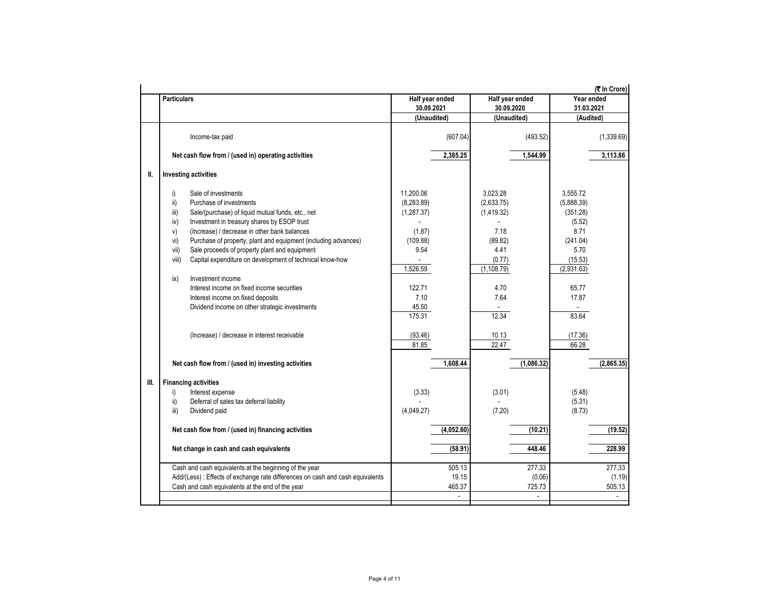(₹ In Crore)

| | Particulars | Half year ended 30.09.2021 (Unaudited) | | Half year ended 30.09.2020 (Unaudited) | | Year ended 31.03.2021 (Audited) | |
|---|---|---|---|---|---|---|---|
| | Income-tax paid | | (607.04) | | (493.52) | | (1,339.69) |
| | **Net cash flow from / (used in) operating activities** | | **2,385.25** | | **1,544.99** | | **3,113.86** |
| **II.** | **Investing activities** | | | | | | |
| | i) Sale of investments | 11,200.06 | | 3,023.28 | | 3,555.72 | |
| | ii) Purchase of investments | (8,283.89) | | (2,633.75) | | (5,888.39) | |
| | iii) Sale/(purchase) of liquid mutual funds, etc., net | (1,287.37) | | (1,419.32) | | (351.28) | |
| | iv) Investment in treasury shares by ESOP trust | - | | - | | (5.52) | |
| | v) (Increase) / decrease in other bank balances | (1.87) | | 7.18 | | 8.71 | |
| | vi) Purchase of property, plant and equipment (including advances) | (109.88) | | (89.82) | | (241.04) | |
| | vii) Sale proceeds of property plant and equipment | 9.54 | | 4.41 | | 5.70 | |
| | viii) Capital expenditure on development of technical know-how | - | | (0.77) | | (15.53) | |
| | | 1,526.59 | | (1,108.79) | | (2,931.63) | |
| | ix) Investment income | | | | | | |
| | Interest income on fixed income securities | 122.71 | | 4.70 | | 65.77 | |
| | Interest income on fixed deposits | 7.10 | | 7.64 | | 17.87 | |
| | Dividend income on other strategic investments | 45.50 | | - | | - | |
| | | 175.31 | | 12.34 | | 83.64 | |
| | (Increase) / decrease in interest receivable | (93.46) | | 10.13 | | (17.36) | |
| | | 81.85 | | 22.47 | | 66.28 | |
| | **Net cash flow from / (used in) investing activities** | | **1,608.44** | | **(1,086.32)** | | **(2,865.35)** |
| **III.** | **Financing activities** | | | | | | |
| | i) Interest expense | (3.33) | | (3.01) | | (5.48) | |
| | ii) Deferral of sales tax deferral liability | - | | - | | (5.31) | |
| | iii) Dividend paid | (4,049.27) | | (7.20) | | (8.73) | |
| | **Net cash flow from / (used in) financing activities** | | **(4,052.60)** | | **(10.21)** | | **(19.52)** |
| | **Net change in cash and cash equivalents** | | **(58.91)** | | **448.46** | | **228.99** |
| | Cash and cash equivalents at the beginning of the year | | 505.13 | | 277.33 | | 277.33 |
| | Add/(Less) : Effects of exchange rate differences on cash and cash equivalents | | 19.15 | | (0.06) | | (1.19) |
| | Cash and cash equivalents at the end of the year | | 465.37 | | 725.73 | | 505.13 |
| | | | - | | - | | - |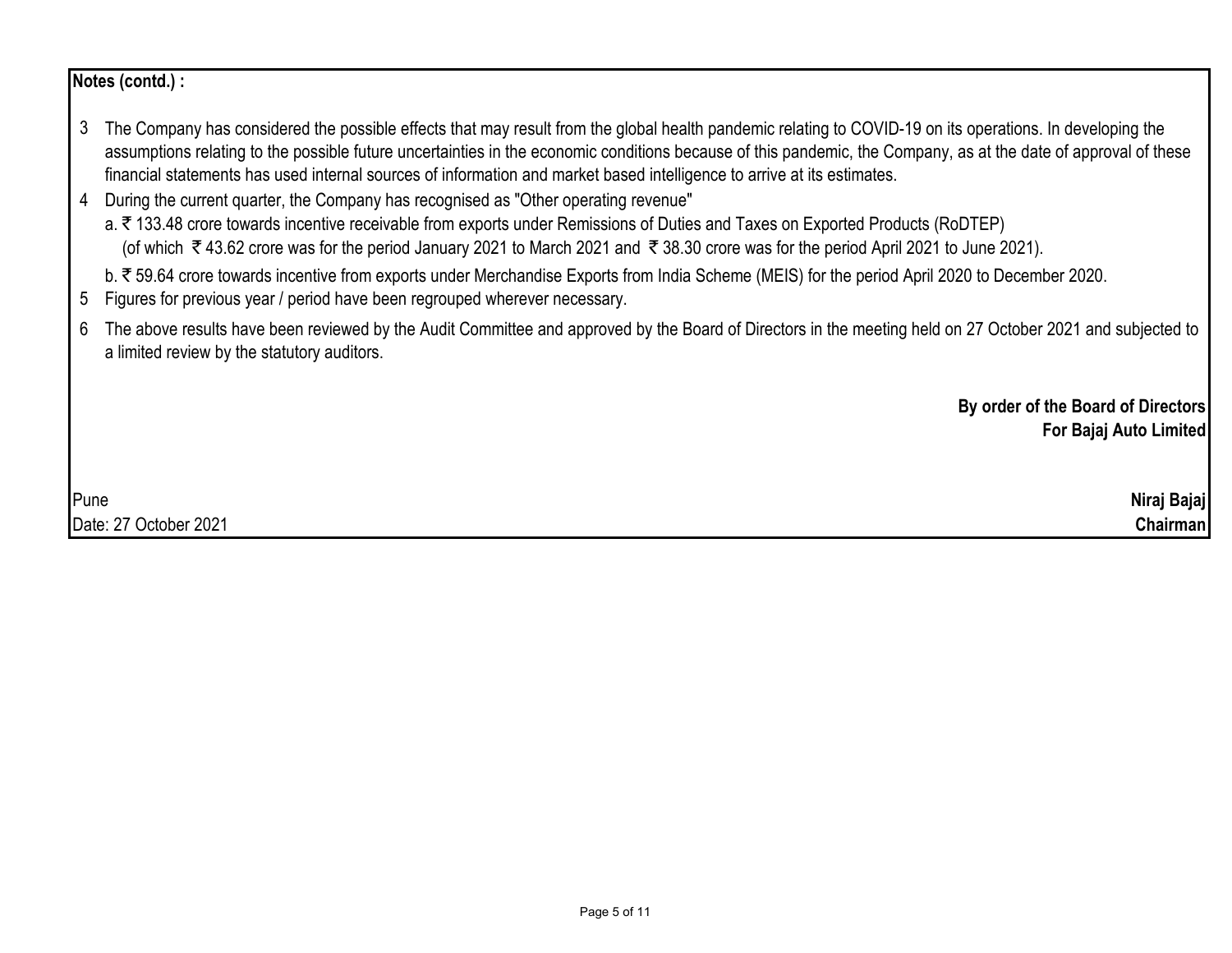**Notes (contd.) :**

3. The Company has considered the possible effects that may result from the global health pandemic relating to COVID-19 on its operations. In developing the assumptions relating to the possible future uncertainties in the economic conditions because of this pandemic, the Company, as at the date of approval of these financial statements has used internal sources of information and market based intelligence to arrive at its estimates.
4. During the current quarter, the Company has recognised as "Other operating revenue"
   a. ₹ 133.48 crore towards incentive receivable from exports under Remissions of Duties and Taxes on Exported Products (RoDTEP) (of which ₹ 43.62 crore was for the period January 2021 to March 2021 and ₹ 38.30 crore was for the period April 2021 to June 2021).
   b. ₹ 59.64 crore towards incentive from exports under Merchandise Exports from India Scheme (MEIS) for the period April 2020 to December 2020.
5. Figures for previous year / period have been regrouped wherever necessary.
6. The above results have been reviewed by the Audit Committee and approved by the Board of Directors in the meeting held on 27 October 2021 and subjected to a limited review by the statutory auditors.

**By order of the Board of Directors**
**For Bajaj Auto Limited**

Pune
Date: 27 October 2021

**Niraj Bajaj**
**Chairman**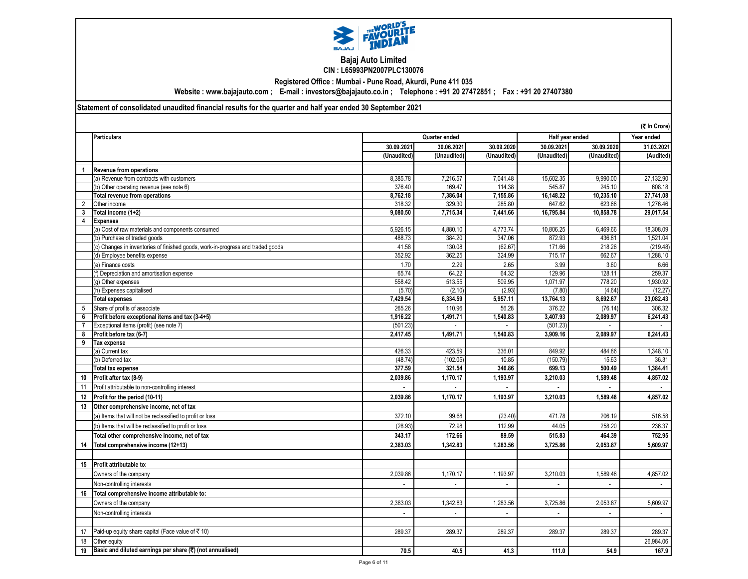# Bajaj Auto Limited

**CIN : L65993PN2007PLC130076**

**Registered Office : Mumbai - Pune Road, Akurdi, Pune 411 035**

**Website : www.bajajauto.com ; E-mail : investors@bajajauto.co.in ; Telephone : +91 20 27472851 ; Fax : +91 20 27407380**

**Statement of consolidated unaudited financial results for the quarter and half year ended 30 September 2021**

(₹ In Crore)

| | Particulars | Quarter ended | | | Half year ended | | Year ended |
|---|---|---|---|---|---|---|---|
| | | 30.09.2021 | 30.06.2021 | 30.09.2020 | 30.09.2021 | 30.09.2020 | 31.03.2021 |
| | | (Unaudited) | (Unaudited) | (Unaudited) | (Unaudited) | (Unaudited) | (Audited) |
| **1** | **Revenue from operations** | | | | | | |
| | (a) Revenue from contracts with customers | 8,385.78 | 7,216.57 | 7,041.48 | 15,602.35 | 9,990.00 | 27,132.90 |
| | (b) Other operating revenue (see note 6) | 376.40 | 169.47 | 114.38 | 545.87 | 245.10 | 608.18 |
| | **Total revenue from operations** | **8,762.18** | **7,386.04** | **7,155.86** | **16,148.22** | **10,235.10** | **27,741.08** |
| 2 | Other income | 318.32 | 329.30 | 285.80 | 647.62 | 623.68 | 1,276.46 |
| **3** | **Total income (1+2)** | **9,080.50** | **7,715.34** | **7,441.66** | **16,795.84** | **10,858.78** | **29,017.54** |
| **4** | **Expenses** | | | | | | |
| | (a) Cost of raw materials and components consumed | 5,926.15 | 4,880.10 | 4,773.74 | 10,806.25 | 6,469.66 | 18,308.09 |
| | (b) Purchase of traded goods | 488.73 | 384.20 | 347.06 | 872.93 | 436.81 | 1,521.04 |
| | (c) Changes in inventories of finished goods, work-in-progress and traded goods | 41.58 | 130.08 | (62.67) | 171.66 | 218.26 | (219.48) |
| | (d) Employee benefits expense | 352.92 | 362.25 | 324.99 | 715.17 | 662.67 | 1,288.10 |
| | (e) Finance costs | 1.70 | 2.29 | 2.65 | 3.99 | 3.60 | 6.66 |
| | (f) Depreciation and amortisation expense | 65.74 | 64.22 | 64.32 | 129.96 | 128.11 | 259.37 |
| | (g) Other expenses | 558.42 | 513.55 | 509.95 | 1,071.97 | 778.20 | 1,930.92 |
| | (h) Expenses capitalised | (5.70) | (2.10) | (2.93) | (7.80) | (4.64) | (12.27) |
| | **Total expenses** | **7,429.54** | **6,334.59** | **5,957.11** | **13,764.13** | **8,692.67** | **23,082.43** |
| 5 | Share of profits of associate | 265.26 | 110.96 | 56.28 | 376.22 | (76.14) | 306.32 |
| **6** | **Profit before exceptional items and tax (3-4+5)** | **1,916.22** | **1,491.71** | **1,540.83** | **3,407.93** | **2,089.97** | **6,241.43** |
| **7** | Exceptional items (profit) (see note 7) | (501.23) | - | - | (501.23) | - | - |
| **8** | **Profit before tax (6-7)** | **2,417.45** | **1,491.71** | **1,540.83** | **3,909.16** | **2,089.97** | **6,241.43** |
| **9** | **Tax expense** | | | | | | |
| | (a) Current tax | 426.33 | 423.59 | 336.01 | 849.92 | 484.86 | 1,348.10 |
| | (b) Deferred tax | (48.74) | (102.05) | 10.85 | (150.79) | 15.63 | 36.31 |
| | **Total tax expense** | **377.59** | **321.54** | **346.86** | **699.13** | **500.49** | **1,384.41** |
| **10** | **Profit after tax (8-9)** | **2,039.86** | **1,170.17** | **1,193.97** | **3,210.03** | **1,589.48** | **4,857.02** |
| 11 | Profit attributable to non-controlling interest | - | - | - | - | - | - |
| **12** | **Profit for the period (10-11)** | **2,039.86** | **1,170.17** | **1,193.97** | **3,210.03** | **1,589.48** | **4,857.02** |
| **13** | **Other comprehensive income, net of tax** | | | | | | |
| | (a) Items that will not be reclassified to profit or loss | 372.10 | 99.68 | (23.40) | 471.78 | 206.19 | 516.58 |
| | (b) Items that will be reclassified to profit or loss | (28.93) | 72.98 | 112.99 | 44.05 | 258.20 | 236.37 |
| | **Total other comprehensive income, net of tax** | **343.17** | **172.66** | **89.59** | **515.83** | **464.39** | **752.95** |
| **14** | **Total comprehensive income (12+13)** | **2,383.03** | **1,342.83** | **1,283.56** | **3,725.86** | **2,053.87** | **5,609.97** |
| | | | | | | | |
| **15** | **Profit attributable to:** | | | | | | |
| | Owners of the company | 2,039.86 | 1,170.17 | 1,193.97 | 3,210.03 | 1,589.48 | 4,857.02 |
| | Non-controlling interests | - | - | - | - | - | - |
| **16** | **Total comprehensive income attributable to:** | | | | | | |
| | Owners of the company | 2,383.03 | 1,342.83 | 1,283.56 | 3,725.86 | 2,053.87 | 5,609.97 |
| | Non-controlling interests | - | - | - | - | - | - |
| | | | | | | | |
| 17 | Paid-up equity share capital (Face value of ₹ 10) | 289.37 | 289.37 | 289.37 | 289.37 | 289.37 | 289.37 |
| 18 | Other equity | | | | | | 26,984.06 |
| **19** | **Basic and diluted earnings per share (₹) (not annualised)** | **70.5** | **40.5** | **41.3** | **111.0** | **54.9** | **167.9** |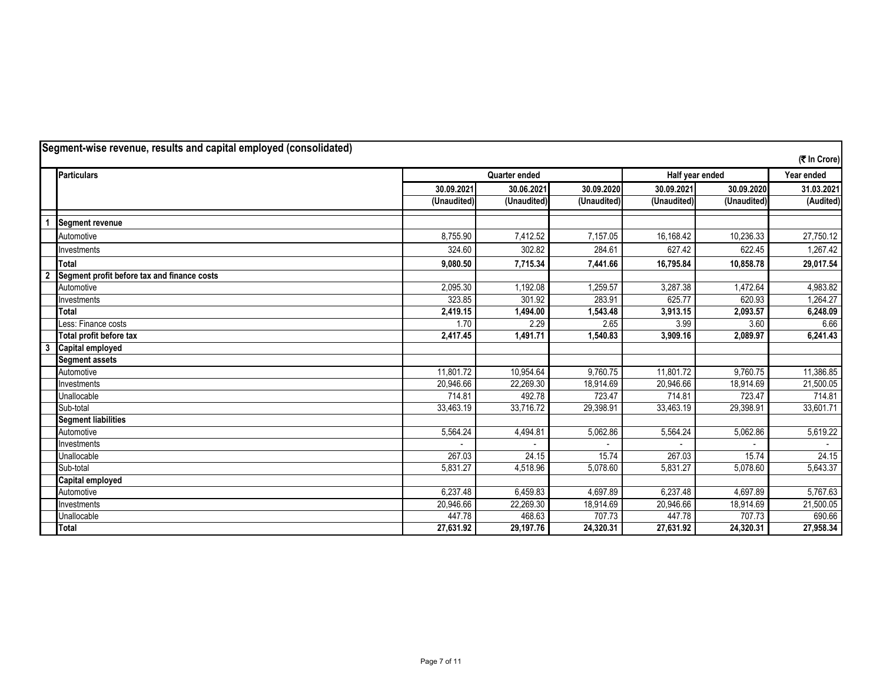## Segment-wise revenue, results and capital employed (consolidated)

(₹ In Crore)

| | Particulars | Quarter ended | | | Half year ended | | Year ended |
|---|---|---|---|---|---|---|---|
| | | 30.09.2021 | 30.06.2021 | 30.09.2020 | 30.09.2021 | 30.09.2020 | 31.03.2021 |
| | | (Unaudited) | (Unaudited) | (Unaudited) | (Unaudited) | (Unaudited) | (Audited) |
| 1 | **Segment revenue** | | | | | | |
| | Automotive | 8,755.90 | 7,412.52 | 7,157.05 | 16,168.42 | 10,236.33 | 27,750.12 |
| | Investments | 324.60 | 302.82 | 284.61 | 627.42 | 622.45 | 1,267.42 |
| | **Total** | **9,080.50** | **7,715.34** | **7,441.66** | **16,795.84** | **10,858.78** | **29,017.54** |
| 2 | **Segment profit before tax and finance costs** | | | | | | |
| | Automotive | 2,095.30 | 1,192.08 | 1,259.57 | 3,287.38 | 1,472.64 | 4,983.82 |
| | Investments | 323.85 | 301.92 | 283.91 | 625.77 | 620.93 | 1,264.27 |
| | **Total** | **2,419.15** | **1,494.00** | **1,543.48** | **3,913.15** | **2,093.57** | **6,248.09** |
| | Less: Finance costs | 1.70 | 2.29 | 2.65 | 3.99 | 3.60 | 6.66 |
| | **Total profit before tax** | **2,417.45** | **1,491.71** | **1,540.83** | **3,909.16** | **2,089.97** | **6,241.43** |
| 3 | **Capital employed** | | | | | | |
| | **Segment assets** | | | | | | |
| | Automotive | 11,801.72 | 10,954.64 | 9,760.75 | 11,801.72 | 9,760.75 | 11,386.85 |
| | Investments | 20,946.66 | 22,269.30 | 18,914.69 | 20,946.66 | 18,914.69 | 21,500.05 |
| | Unallocable | 714.81 | 492.78 | 723.47 | 714.81 | 723.47 | 714.81 |
| | Sub-total | 33,463.19 | 33,716.72 | 29,398.91 | 33,463.19 | 29,398.91 | 33,601.71 |
| | **Segment liabilities** | | | | | | |
| | Automotive | 5,564.24 | 4,494.81 | 5,062.86 | 5,564.24 | 5,062.86 | 5,619.22 |
| | Investments | - | - | - | - | - | - |
| | Unallocable | 267.03 | 24.15 | 15.74 | 267.03 | 15.74 | 24.15 |
| | Sub-total | 5,831.27 | 4,518.96 | 5,078.60 | 5,831.27 | 5,078.60 | 5,643.37 |
| | **Capital employed** | | | | | | |
| | Automotive | 6,237.48 | 6,459.83 | 4,697.89 | 6,237.48 | 4,697.89 | 5,767.63 |
| | Investments | 20,946.66 | 22,269.30 | 18,914.69 | 20,946.66 | 18,914.69 | 21,500.05 |
| | Unallocable | 447.78 | 468.63 | 707.73 | 447.78 | 707.73 | 690.66 |
| | **Total** | **27,631.92** | **29,197.76** | **24,320.31** | **27,631.92** | **24,320.31** | **27,958.34** |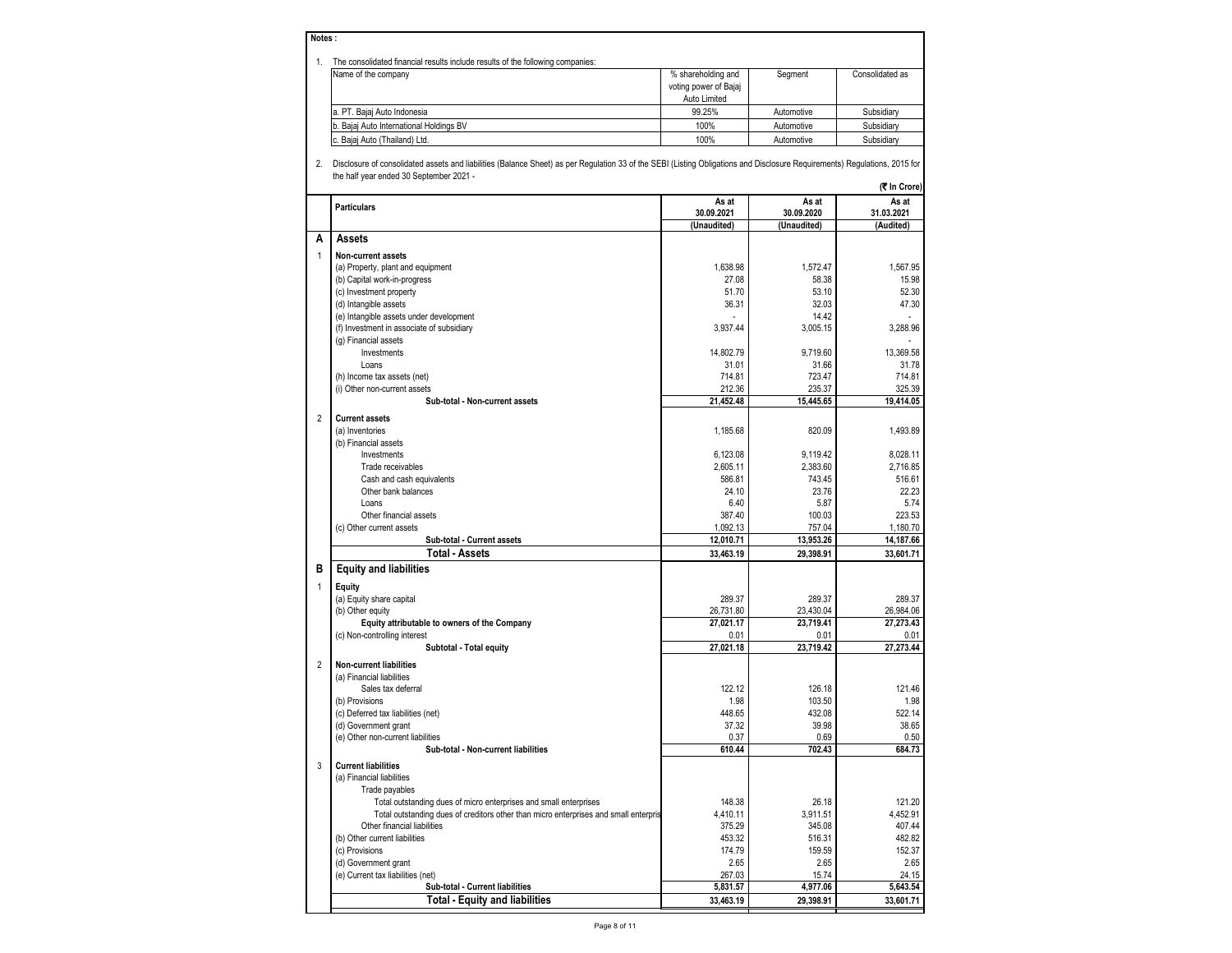**Notes :**

1. The consolidated financial results include results of the following companies:

| Name of the company | % shareholding and voting power of Bajaj Auto Limited | Segment | Consolidated as |
|---|---|---|---|
| a. PT. Bajaj Auto Indonesia | 99.25% | Automotive | Subsidiary |
| b. Bajaj Auto International Holdings BV | 100% | Automotive | Subsidiary |
| c. Bajaj Auto (Thailand) Ltd. | 100% | Automotive | Subsidiary |

2. Disclosure of consolidated assets and liabilities (Balance Sheet) as per Regulation 33 of the SEBI (Listing Obligations and Disclosure Requirements) Regulations, 2015 for the half year ended 30 September 2021 -

(₹ In Crore)

| | Particulars | As at 30.09.2021 (Unaudited) | As at 30.09.2020 (Unaudited) | As at 31.03.2021 (Audited) |
|---|---|---|---|---|
| **A** | **Assets** | | | |
| 1 | **Non-current assets** | | | |
| | (a) Property, plant and equipment | 1,638.98 | 1,572.47 | 1,567.95 |
| | (b) Capital work-in-progress | 27.08 | 58.38 | 15.98 |
| | (c) Investment property | 51.70 | 53.10 | 52.30 |
| | (d) Intangible assets | 36.31 | 32.03 | 47.30 |
| | (e) Intangible assets under development | - | 14.42 | - |
| | (f) Investment in associate of subsidiary | 3,937.44 | 3,005.15 | 3,288.96 |
| | (g) Financial assets | | | - |
| | Investments | 14,802.79 | 9,719.60 | 13,369.58 |
| | Loans | 31.01 | 31.66 | 31.78 |
| | (h) Income tax assets (net) | 714.81 | 723.47 | 714.81 |
| | (i) Other non-current assets | 212.36 | 235.37 | 325.39 |
| | **Sub-total - Non-current assets** | **21,452.48** | **15,445.65** | **19,414.05** |
| 2 | **Current assets** | | | |
| | (a) Inventories | 1,185.68 | 820.09 | 1,493.89 |
| | (b) Financial assets | | | |
| | Investments | 6,123.08 | 9,119.42 | 8,028.11 |
| | Trade receivables | 2,605.11 | 2,383.60 | 2,716.85 |
| | Cash and cash equivalents | 586.81 | 743.45 | 516.61 |
| | Other bank balances | 24.10 | 23.76 | 22.23 |
| | Loans | 6.40 | 5.87 | 5.74 |
| | Other financial assets | 387.40 | 100.03 | 223.53 |
| | (c) Other current assets | 1,092.13 | 757.04 | 1,180.70 |
| | **Sub-total - Current assets** | **12,010.71** | **13,953.26** | **14,187.66** |
| | **Total - Assets** | **33,463.19** | **29,398.91** | **33,601.71** |
| **B** | **Equity and liabilities** | | | |
| 1 | **Equity** | | | |
| | (a) Equity share capital | 289.37 | 289.37 | 289.37 |
| | (b) Other equity | 26,731.80 | 23,430.04 | 26,984.06 |
| | **Equity attributable to owners of the Company** | **27,021.17** | **23,719.41** | **27,273.43** |
| | (c) Non-controlling interest | 0.01 | 0.01 | 0.01 |
| | **Subtotal - Total equity** | **27,021.18** | **23,719.42** | **27,273.44** |
| 2 | **Non-current liabilities** | | | |
| | (a) Financial liabilities | | | |
| | Sales tax deferral | 122.12 | 126.18 | 121.46 |
| | (b) Provisions | 1.98 | 103.50 | 1.98 |
| | (c) Deferred tax liabilities (net) | 448.65 | 432.08 | 522.14 |
| | (d) Government grant | 37.32 | 39.98 | 38.65 |
| | (e) Other non-current liabilities | 0.37 | 0.69 | 0.50 |
| | **Sub-total - Non-current liabilities** | **610.44** | **702.43** | **684.73** |
| 3 | **Current liabilities** | | | |
| | (a) Financial liabilities | | | |
| | Trade payables | | | |
| | Total outstanding dues of micro enterprises and small enterprises | 148.38 | 26.18 | 121.20 |
| | Total outstanding dues of creditors other than micro enterprises and small enterpris | 4,410.11 | 3,911.51 | 4,452.91 |
| | Other financial liabilities | 375.29 | 345.08 | 407.44 |
| | (b) Other current liabilities | 453.32 | 516.31 | 482.82 |
| | (c) Provisions | 174.79 | 159.59 | 152.37 |
| | (d) Government grant | 2.65 | 2.65 | 2.65 |
| | (e) Current tax liabilities (net) | 267.03 | 15.74 | 24.15 |
| | **Sub-total - Current liabilities** | **5,831.57** | **4,977.06** | **5,643.54** |
| | **Total - Equity and liabilities** | **33,463.19** | **29,398.91** | **33,601.71** |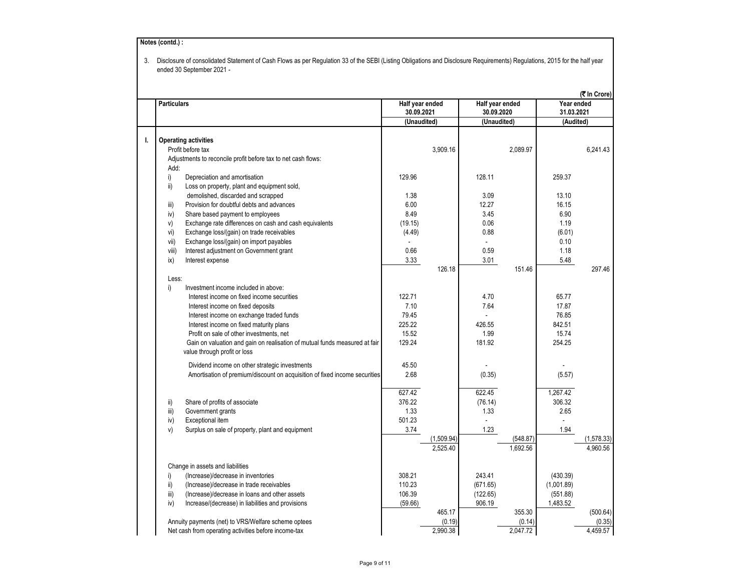**Notes (contd.) :**

3. Disclosure of consolidated Statement of Cash Flows as per Regulation 33 of the SEBI (Listing Obligations and Disclosure Requirements) Regulations, 2015 for the half year ended 30 September 2021 -

(₹ In Crore)

| | Particulars | Half year ended 30.09.2021 | | Half year ended 30.09.2020 | | Year ended 31.03.2021 | |
|---|---|---|---|---|---|---|---|
| | | (Unaudited) | | (Unaudited) | | (Audited) | |
| I. | **Operating activities** | | | | | | |
| | Profit before tax | | 3,909.16 | | 2,089.97 | | 6,241.43 |
| | Adjustments to reconcile profit before tax to net cash flows: | | | | | | |
| | Add: | | | | | | |
| | i) Depreciation and amortisation | 129.96 | | 128.11 | | 259.37 | |
| | ii) Loss on property, plant and equipment sold, demolished, discarded and scrapped | 1.38 | | 3.09 | | 13.10 | |
| | iii) Provision for doubtful debts and advances | 6.00 | | 12.27 | | 16.15 | |
| | iv) Share based payment to employees | 8.49 | | 3.45 | | 6.90 | |
| | v) Exchange rate differences on cash and cash equivalents | (19.15) | | 0.06 | | 1.19 | |
| | vi) Exchange loss/(gain) on trade receivables | (4.49) | | 0.88 | | (6.01) | |
| | vii) Exchange loss/(gain) on import payables | - | | - | | 0.10 | |
| | viii) Interest adjustment on Government grant | 0.66 | | 0.59 | | 1.18 | |
| | ix) Interest expense | 3.33 | | 3.01 | | 5.48 | |
| | | | 126.18 | | 151.46 | | 297.46 |
| | Less: | | | | | | |
| | i) Investment income included in above: | | | | | | |
| | Interest income on fixed income securities | 122.71 | | 4.70 | | 65.77 | |
| | Interest income on fixed deposits | 7.10 | | 7.64 | | 17.87 | |
| | Interest income on exchange traded funds | 79.45 | | - | | 76.85 | |
| | Interest income on fixed maturity plans | 225.22 | | 426.55 | | 842.51 | |
| | Profit on sale of other investments, net | 15.52 | | 1.99 | | 15.74 | |
| | Gain on valuation and gain on realisation of mutual funds measured at fair value through profit or loss | 129.24 | | 181.92 | | 254.25 | |
| | Dividend income on other strategic investments | 45.50 | | - | | - | |
| | Amortisation of premium/discount on acquisition of fixed income securities | 2.68 | | (0.35) | | (5.57) | |
| | | 627.42 | | 622.45 | | 1,267.42 | |
| | ii) Share of profits of associate | 376.22 | | (76.14) | | 306.32 | |
| | iii) Government grants | 1.33 | | 1.33 | | 2.65 | |
| | iv) Exceptional item | 501.23 | | - | | - | |
| | v) Surplus on sale of property, plant and equipment | 3.74 | | 1.23 | | 1.94 | |
| | | | (1,509.94) | | (548.87) | | (1,578.33) |
| | | | 2,525.40 | | 1,692.56 | | 4,960.56 |
| | Change in assets and liabilities | | | | | | |
| | i) (Increase)/decrease in inventories | 308.21 | | 243.41 | | (430.39) | |
| | ii) (Increase)/decrease in trade receivables | 110.23 | | (671.65) | | (1,001.89) | |
| | iii) (Increase)/decrease in loans and other assets | 106.39 | | (122.65) | | (551.88) | |
| | iv) Increase/(decrease) in liabilities and provisions | (59.66) | | 906.19 | | 1,483.52 | |
| | | | 465.17 | | 355.30 | | (500.64) |
| | Annuity payments (net) to VRS/Welfare scheme optees | | (0.19) | | (0.14) | | (0.35) |
| | Net cash from operating activities before income-tax | | 2,990.38 | | 2,047.72 | | 4,459.57 |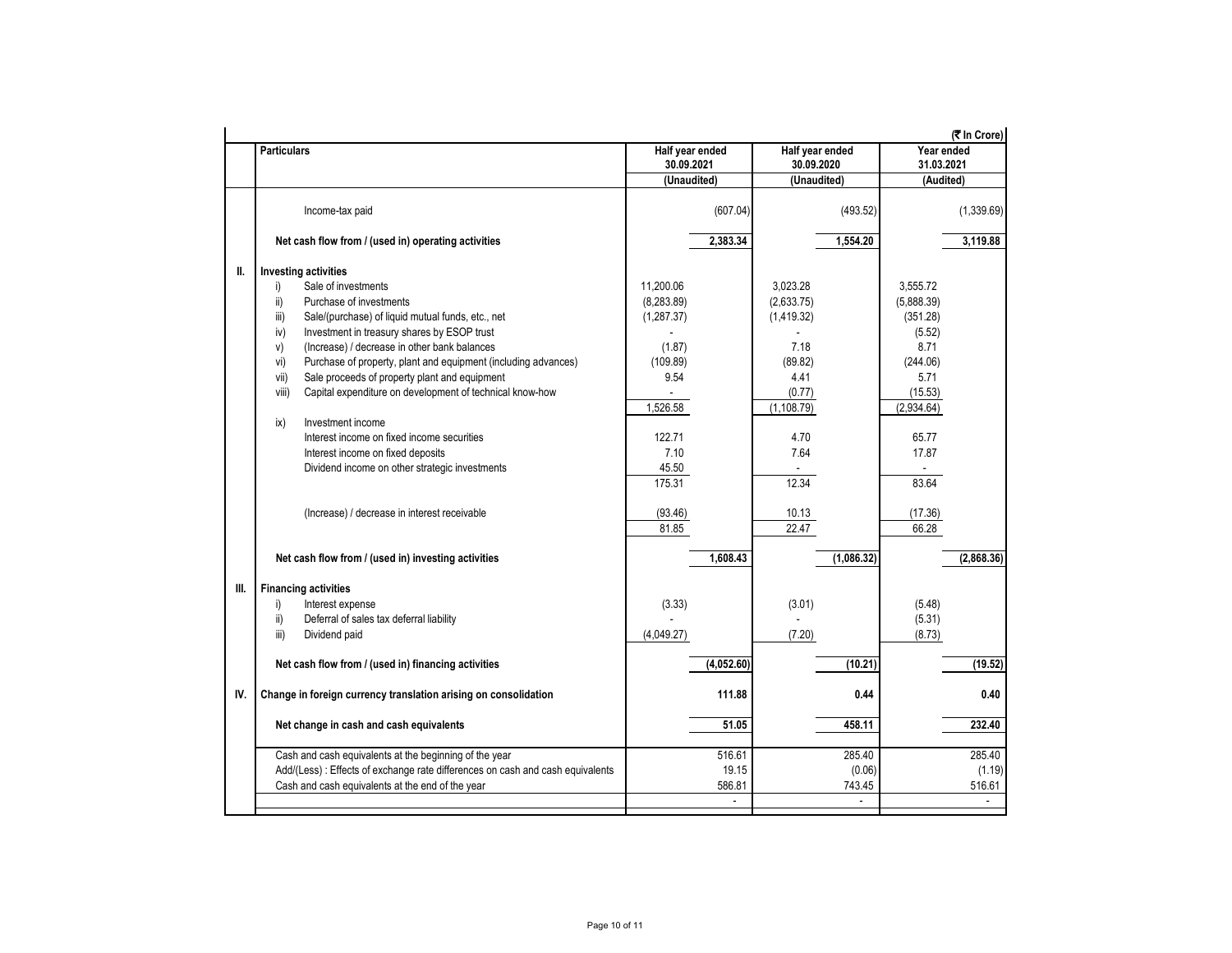(₹ In Crore)

| | Particulars | Half year ended 30.09.2021 | | Half year ended 30.09.2020 | | Year ended 31.03.2021 | |
|---|---|---|---|---|---|---|---|
| | | (Unaudited) | | (Unaudited) | | (Audited) | |
| | Income-tax paid | | (607.04) | | (493.52) | | (1,339.69) |
| | **Net cash flow from / (used in) operating activities** | | **2,383.34** | | **1,554.20** | | **3,119.88** |
| **II.** | **Investing activities** | | | | | | |
| | i) Sale of investments | 11,200.06 | | 3,023.28 | | 3,555.72 | |
| | ii) Purchase of investments | (8,283.89) | | (2,633.75) | | (5,888.39) | |
| | iii) Sale/(purchase) of liquid mutual funds, etc., net | (1,287.37) | | (1,419.32) | | (351.28) | |
| | iv) Investment in treasury shares by ESOP trust | - | | - | | (5.52) | |
| | v) (Increase) / decrease in other bank balances | (1.87) | | 7.18 | | 8.71 | |
| | vi) Purchase of property, plant and equipment (including advances) | (109.89) | | (89.82) | | (244.06) | |
| | vii) Sale proceeds of property plant and equipment | 9.54 | | 4.41 | | 5.71 | |
| | viii) Capital expenditure on development of technical know-how | - | | (0.77) | | (15.53) | |
| | | 1,526.58 | | (1,108.79) | | (2,934.64) | |
| | ix) Investment income | | | | | | |
| | Interest income on fixed income securities | 122.71 | | 4.70 | | 65.77 | |
| | Interest income on fixed deposits | 7.10 | | 7.64 | | 17.87 | |
| | Dividend income on other strategic investments | 45.50 | | - | | - | |
| | | 175.31 | | 12.34 | | 83.64 | |
| | (Increase) / decrease in interest receivable | (93.46) | | 10.13 | | (17.36) | |
| | | 81.85 | | 22.47 | | 66.28 | |
| | **Net cash flow from / (used in) investing activities** | | **1,608.43** | | **(1,086.32)** | | **(2,868.36)** |
| **III.** | **Financing activities** | | | | | | |
| | i) Interest expense | (3.33) | | (3.01) | | (5.48) | |
| | ii) Deferral of sales tax deferral liability | - | | - | | (5.31) | |
| | iii) Dividend paid | (4,049.27) | | (7.20) | | (8.73) | |
| | **Net cash flow from / (used in) financing activities** | | **(4,052.60)** | | **(10.21)** | | **(19.52)** |
| **IV.** | **Change in foreign currency translation arising on consolidation** | | **111.88** | | **0.44** | | **0.40** |
| | **Net change in cash and cash equivalents** | | **51.05** | | **458.11** | | **232.40** |
| | Cash and cash equivalents at the beginning of the year | | 516.61 | | 285.40 | | 285.40 |
| | Add/(Less) : Effects of exchange rate differences on cash and cash equivalents | | 19.15 | | (0.06) | | (1.19) |
| | Cash and cash equivalents at the end of the year | | 586.81 | | 743.45 | | 516.61 |
| | | | - | | - | | - |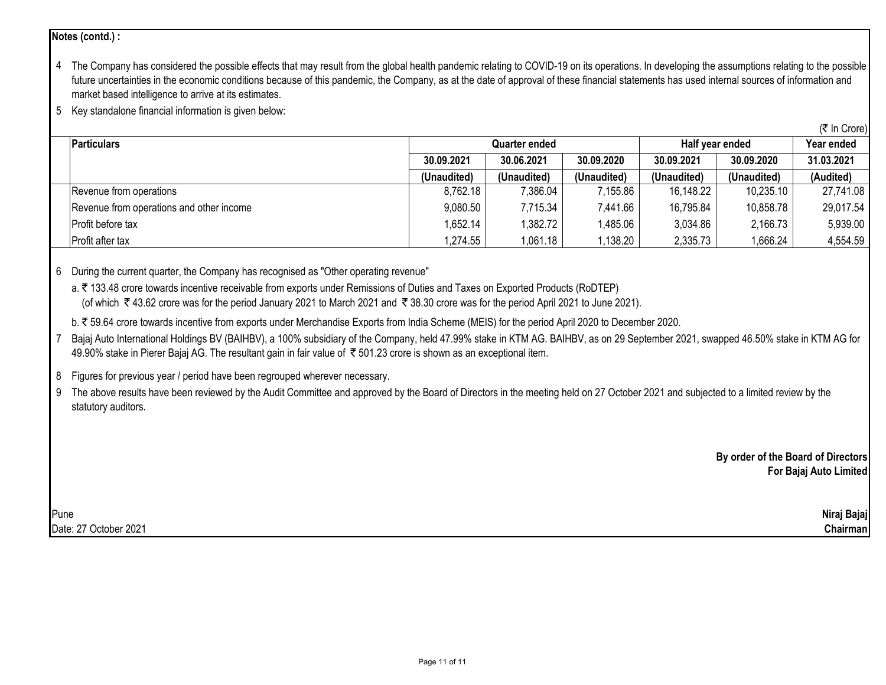**Notes (contd.) :**

4 The Company has considered the possible effects that may result from the global health pandemic relating to COVID-19 on its operations. In developing the assumptions relating to the possible future uncertainties in the economic conditions because of this pandemic, the Company, as at the date of approval of these financial statements has used internal sources of information and market based intelligence to arrive at its estimates.

5 Key standalone financial information is given below:

(₹ In Crore)

| Particulars | Quarter ended | | | Half year ended | | Year ended |
|---|---|---|---|---|---|---|
| | 30.09.2021 | 30.06.2021 | 30.09.2020 | 30.09.2021 | 30.09.2020 | 31.03.2021 |
| | (Unaudited) | (Unaudited) | (Unaudited) | (Unaudited) | (Unaudited) | (Audited) |
| Revenue from operations | 8,762.18 | 7,386.04 | 7,155.86 | 16,148.22 | 10,235.10 | 27,741.08 |
| Revenue from operations and other income | 9,080.50 | 7,715.34 | 7,441.66 | 16,795.84 | 10,858.78 | 29,017.54 |
| Profit before tax | 1,652.14 | 1,382.72 | 1,485.06 | 3,034.86 | 2,166.73 | 5,939.00 |
| Profit after tax | 1,274.55 | 1,061.18 | 1,138.20 | 2,335.73 | 1,666.24 | 4,554.59 |

6 During the current quarter, the Company has recognised as "Other operating revenue"

a. ₹ 133.48 crore towards incentive receivable from exports under Remissions of Duties and Taxes on Exported Products (RoDTEP) (of which ₹ 43.62 crore was for the period January 2021 to March 2021 and ₹ 38.30 crore was for the period April 2021 to June 2021).

b. ₹ 59.64 crore towards incentive from exports under Merchandise Exports from India Scheme (MEIS) for the period April 2020 to December 2020.

7 Bajaj Auto International Holdings BV (BAIHBV), a 100% subsidiary of the Company, held 47.99% stake in KTM AG. BAIHBV, as on 29 September 2021, swapped 46.50% stake in KTM AG for 49.90% stake in Pierer Bajaj AG. The resultant gain in fair value of ₹ 501.23 crore is shown as an exceptional item.

8 Figures for previous year / period have been regrouped wherever necessary.

9 The above results have been reviewed by the Audit Committee and approved by the Board of Directors in the meeting held on 27 October 2021 and subjected to a limited review by the statutory auditors.

**By order of the Board of Directors**
**For Bajaj Auto Limited**

Pune
Date: 27 October 2021

**Niraj Bajaj**
**Chairman**